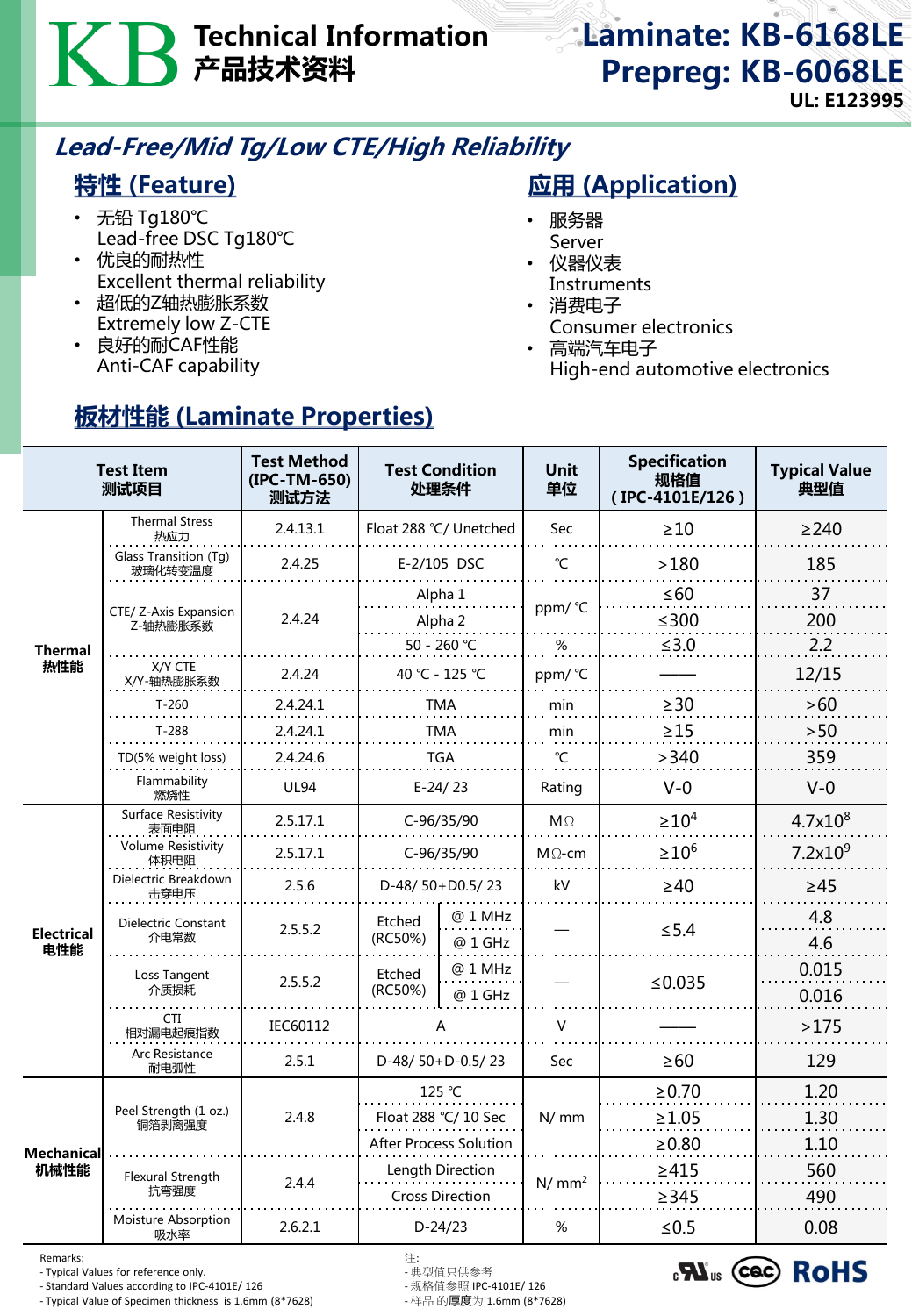# KB Technical Information 产品技术资料

**Laminate: KB-6168LE**
**Prepreg: KB-6068LE**
**UL: E123995**

## *Lead-Free/Mid Tg/Low CTE/High Reliability*

### 特性 (Feature)

- 无铅 Tg180℃
  Lead-free DSC Tg180℃
- 优良的耐热性
  Excellent thermal reliability
- 超低的Z轴热膨胀系数
  Extremely low Z-CTE
- 良好的耐CAF性能
  Anti-CAF capability

### 应用 (Application)

- 服务器
  Server
- 仪器仪表
  Instruments
- 消费电子
  Consumer electronics
- 高端汽车电子
  High-end automotive electronics

### 板材性能 (Laminate Properties)

| Test Item 测试项目 | | Test Method (IPC-TM-650) 测试方法 | Test Condition 处理条件 | | Unit 单位 | Specification 规格值 ( IPC-4101E/126 ) | Typical Value 典型值 |
|---|---|---|---|---|---|---|---|
| Thermal 热性能 | Thermal Stress 热应力 | 2.4.13.1 | Float 288 ℃/ Unetched | | Sec | ≥10 | ≥240 |
| | Glass Transition (Tg) 玻璃化转变温度 | 2.4.25 | E-2/105 DSC | | ℃ | >180 | 185 |
| | CTE/ Z-Axis Expansion Z-轴热膨胀系数 | 2.4.24 | Alpha 1 | | ppm/ ℃ | ≤60 | 37 |
| | | | Alpha 2 | | ppm/ ℃ | ≤300 | 200 |
| | | | 50 - 260 ℃ | | % | ≤3.0 | 2.2 |
| | X/Y CTE X/Y-轴热膨胀系数 | 2.4.24 | 40 ℃ - 125 ℃ | | ppm/ ℃ | —— | 12/15 |
| | T-260 | 2.4.24.1 | TMA | | min | ≥30 | >60 |
| | T-288 | 2.4.24.1 | TMA | | min | ≥15 | >50 |
| | TD(5% weight loss) | 2.4.24.6 | TGA | | ℃ | >340 | 359 |
| | Flammability 燃烧性 | UL94 | E-24/ 23 | | Rating | V-0 | V-0 |
| Electrical 电性能 | Surface Resistivity 表面电阻 | 2.5.17.1 | C-96/35/90 | | MΩ | $\geq 10^4$ | $4.7\times10^8$ |
| | Volume Resistivity 体积电阻 | 2.5.17.1 | C-96/35/90 | | MΩ-cm | $\geq 10^6$ | $7.2\times10^9$ |
| | Dielectric Breakdown 击穿电压 | 2.5.6 | D-48/ 50+D0.5/ 23 | | kV | ≥40 | ≥45 |
| | Dielectric Constant 介电常数 | 2.5.5.2 | Etched (RC50%) | @ 1 MHz | — | ≤5.4 | 4.8 |
| | | | Etched (RC50%) | @ 1 GHz | — | ≤5.4 | 4.6 |
| | Loss Tangent 介质损耗 | 2.5.5.2 | Etched (RC50%) | @ 1 MHz | — | ≤0.035 | 0.015 |
| | | | Etched (RC50%) | @ 1 GHz | — | ≤0.035 | 0.016 |
| | CTI 相对漏电起痕指数 | IEC60112 | A | | V | —— | >175 |
| | Arc Resistance 耐电弧性 | 2.5.1 | D-48/ 50+D-0.5/ 23 | | Sec | ≥60 | 129 |
| Mechanical 机械性能 | Peel Strength (1 oz.) 铜箔剥离强度 | 2.4.8 | 125 ℃ | | N/ mm | ≥0.70 | 1.20 |
| | | | Float 288 ℃/ 10 Sec | | N/ mm | ≥1.05 | 1.30 |
| | | | After Process Solution | | N/ mm | ≥0.80 | 1.10 |
| | Flexural Strength 抗弯强度 | 2.4.4 | Length Direction | | $N/mm^2$ | ≥415 | 560 |
| | | | Cross Direction | | $N/mm^2$ | ≥345 | 490 |
| | Moisture Absorption 吸水率 | 2.6.2.1 | D-24/23 | | % | ≤0.5 | 0.08 |

Remarks:
- Typical Values for reference only.
- Standard Values according to IPC-4101E/ 126
- Typical Value of Specimen thickness is 1.6mm (8*7628)

注:
- 典型值只供参考
- 规格值参照 IPC-4101E/ 126
- 样品 的**厚度**为 1.6mm (8*7628)

c UL us  CQC  RoHS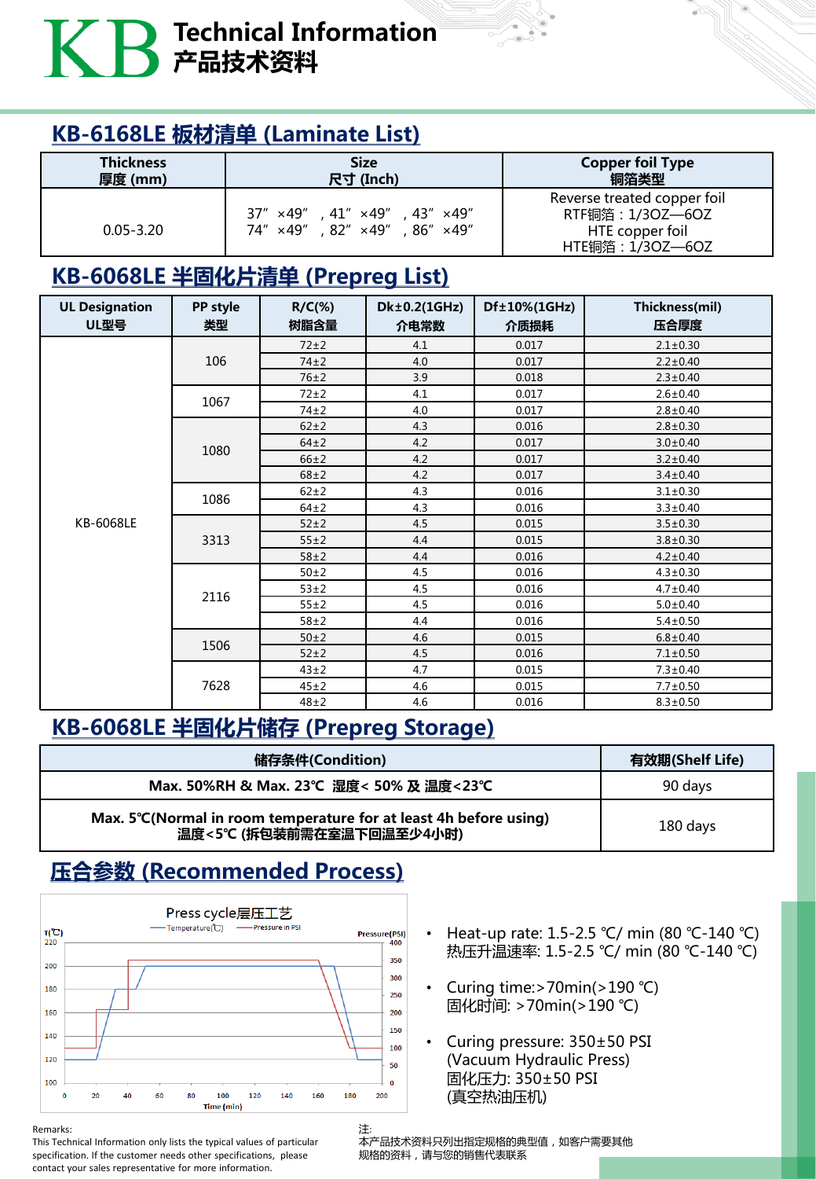# Technical Information 产品技术资料

## KB-6168LE 板材清单 (Laminate List)

| Thickness 厚度 (mm) | Size 尺寸 (Inch) | Copper foil Type 铜箔类型 |
|---|---|---|
| 0.05-3.20 | 37″ ×49″ , 41″ ×49″ , 43″ ×49″ 74″ ×49″ , 82″ ×49″ , 86″ ×49″ | Reverse treated copper foil RTF铜箔：1/3OZ—6OZ HTE copper foil HTE铜箔：1/3OZ—6OZ |

## KB-6068LE 半固化片清单 (Prepreg List)

| UL Designation UL型号 | PP style 类型 | R/C(%) 树脂含量 | Dk±0.2(1GHz) 介电常数 | Df±10%(1GHz) 介质损耗 | Thickness(mil) 压合厚度 |
|---|---|---|---|---|---|
| KB-6068LE | 106 | 72±2 | 4.1 | 0.017 | 2.1±0.30 |
| | | 74±2 | 4.0 | 0.017 | 2.2±0.40 |
| | | 76±2 | 3.9 | 0.018 | 2.3±0.40 |
| | 1067 | 72±2 | 4.1 | 0.017 | 2.6±0.40 |
| | | 74±2 | 4.0 | 0.017 | 2.8±0.40 |
| | 1080 | 62±2 | 4.3 | 0.016 | 2.8±0.30 |
| | | 64±2 | 4.2 | 0.017 | 3.0±0.40 |
| | | 66±2 | 4.2 | 0.017 | 3.2±0.40 |
| | | 68±2 | 4.2 | 0.017 | 3.4±0.40 |
| | 1086 | 62±2 | 4.3 | 0.016 | 3.1±0.30 |
| | | 64±2 | 4.3 | 0.016 | 3.3±0.40 |
| | 3313 | 52±2 | 4.5 | 0.015 | 3.5±0.30 |
| | | 55±2 | 4.4 | 0.015 | 3.8±0.30 |
| | | 58±2 | 4.4 | 0.016 | 4.2±0.40 |
| | 2116 | 50±2 | 4.5 | 0.016 | 4.3±0.30 |
| | | 53±2 | 4.5 | 0.016 | 4.7±0.40 |
| | | 55±2 | 4.5 | 0.016 | 5.0±0.40 |
| | | 58±2 | 4.4 | 0.016 | 5.4±0.50 |
| | 1506 | 50±2 | 4.6 | 0.015 | 6.8±0.40 |
| | | 52±2 | 4.5 | 0.016 | 7.1±0.50 |
| | 7628 | 43±2 | 4.7 | 0.015 | 7.3±0.40 |
| | | 45±2 | 4.6 | 0.015 | 7.7±0.50 |
| | | 48±2 | 4.6 | 0.016 | 8.3±0.50 |

## KB-6068LE 半固化片储存 (Prepreg Storage)

| 储存条件(Condition) | 有效期(Shelf Life) |
|---|---|
| Max. 50%RH & Max. 23℃ 湿度< 50% 及 温度<23℃ | 90 days |
| Max. 5℃(Normal in room temperature for at least 4h before using) 温度<5℃ (拆包装前需在室温下回温至少4小时) | 180 days |

## 压合参数 (Recommended Process)

Press cycle层压工艺

Temperature(℃)　Pressure in PSI

T(℃)　Pressure(PSI)

220　200　180　160　140　120　100

400　350　300　250　200　150　100　50　0

0　20　40　60　80　100　120　140　160　180　200

Time (min)

- Heat-up rate: 1.5-2.5 ℃/ min (80 ℃-140 ℃)
  热压升温速率: 1.5-2.5 ℃/ min (80 ℃-140 ℃)
- Curing time:>70min(>190 ℃)
  固化时间: >70min(>190 ℃)
- Curing pressure: 350±50 PSI
  (Vacuum Hydraulic Press)
  固化压力: 350±50 PSI
  (真空热油压机)

Remarks:
This Technical Information only lists the typical values of particular specification. If the customer needs other specifications, please contact your sales representative for more information.

注:
本产品技术资料只列出指定规格的典型值，如客户需要其他规格的资料，请与您的销售代表联系